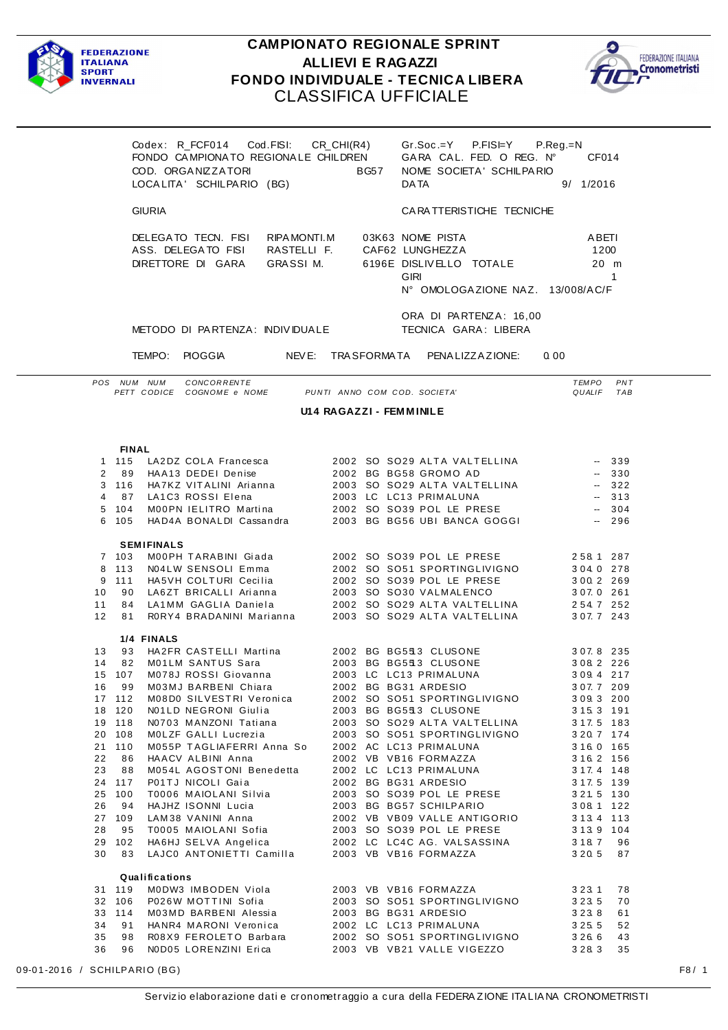# CAMPIONATO REGIONALE SPRINT
## ALLIEVI E RAGAZZI
## FONDO INDIVIDUALE - TECNICA LIBERA
## CLASSIFICA UFFICIALE

FEDERAZIONE ITALIANA SPORT INVERNALI — FEDERAZIONE ITALIANA Cronometristi

Codex: R_FCF014 Cod.FISI: CR_CHI(R4) Gr.Soc.=Y P.FISI=Y P.Reg.=N
FONDO CAMPIONATO REGIONALE CHILDREN — GARA CAL. FED. O REG. N° CF014
COD. ORGANIZZATORI BG57 — NOME SOCIETA' SCHILPARIO
LOCALITA' SCHILPARIO (BG) — DATA 9/ 1/2016

GIURIA — CARATTERISTICHE TECNICHE

DELEGATO TECN. FISI RIPAMONTI.M 03K63 — NOME PISTA ABETI
ASS. DELEGATO FISI RASTELLI F. CAF62 — LUNGHEZZA 1200
DIRETTORE DI GARA GRASSI M. 6196E — DISLIVELLO TOTALE 20 m
GIRI 1
N° OMOLOGAZIONE NAZ. 13/008/AC/F

ORA DI PARTENZA: 16,00
METODO DI PARTENZA: INDIVIDUALE — TECNICA GARA: LIBERA

TEMPO: PIOGGIA NEVE: TRASFORMATA PENALIZZAZIONE: 0.00

### U14 RAGAZZI - FEMMINILE

| POS | NUM PETT | NUM CODICE | CONCORRENTE COGNOME e NOME | PUNTI | ANNO | COM | COD. SOCIETA' | TEMPO QUALIF | PNT TAB |
|---|---|---|---|---|---|---|---|---|---|
| **FINAL** | | | | | | | | | |
| 1 | 115 | LA2DZ | COLA Francesca | | 2002 | SO | SO29 ALTA VALTELLINA | -- | 339 |
| 2 | 89 | HAA13 | DEDEI Denise | | 2002 | BG | BG58 GROMO AD | -- | 330 |
| 3 | 116 | HA7KZ | VITALINI Arianna | | 2003 | SO | SO29 ALTA VALTELLINA | -- | 322 |
| 4 | 87 | LA1C3 | ROSSI Elena | | 2003 | LC | LC13 PRIMALUNA | -- | 313 |
| 5 | 104 | M00PN | IELITRO Martina | | 2002 | SO | SO39 POL LE PRESE | -- | 304 |
| 6 | 105 | HAD4A | BONALDI Cassandra | | 2003 | BG | BG56 UBI BANCA GOGGI | -- | 296 |
| **SEMIFINALS** | | | | | | | | | |
| 7 | 103 | M00PH | TARABINI Giada | | 2002 | SO | SO39 POL LE PRESE | 2:58.1 | 287 |
| 8 | 113 | N04LW | SENSOLI Emma | | 2002 | SO | SO51 SPORTINGLIVIGNO | 3:04.0 | 278 |
| 9 | 111 | HA5VH | COLTURI Cecilia | | 2002 | SO | SO39 POL LE PRESE | 3:00.2 | 269 |
| 10 | 90 | LA6ZT | BRICALLI Arianna | | 2003 | SO | SO30 VALMALENCO | 3:07.0 | 261 |
| 11 | 84 | LA1MM | GAGLIA Daniela | | 2002 | SO | SO29 ALTA VALTELLINA | 2:54.7 | 252 |
| 12 | 81 | R0RY4 | BRADANINI Marianna | | 2003 | SO | SO29 ALTA VALTELLINA | 3:07.7 | 243 |
| **1/4 FINALS** | | | | | | | | | |
| 13 | 93 | HA2FR | CASTELLI Martina | | 2002 | BG | BG5\$3 CLUSONE | 3:07.8 | 235 |
| 14 | 82 | M01LM | SANTUS Sara | | 2003 | BG | BG5\$3 CLUSONE | 3:08.2 | 226 |
| 15 | 107 | M078J | ROSSI Giovanna | | 2003 | LC | LC13 PRIMALUNA | 3:09.4 | 217 |
| 16 | 99 | M03MJ | BARBENI Chiara | | 2002 | BG | BG31 ARDESIO | 3:07.7 | 209 |
| 17 | 112 | M08D0 | SILVESTRI Veronica | | 2002 | SO | SO51 SPORTINGLIVIGNO | 3:09.3 | 200 |
| 18 | 120 | N01LD | NEGRONI Giulia | | 2003 | BG | BG5\$3 CLUSONE | 3:15.3 | 191 |
| 19 | 118 | N0703 | MANZONI Tatiana | | 2003 | SO | SO29 ALTA VALTELLINA | 3:17.5 | 183 |
| 20 | 108 | M0LZF | GALLI Lucrezia | | 2003 | SO | SO51 SPORTINGLIVIGNO | 3:20.7 | 174 |
| 21 | 110 | M055P | TAGLIAFERRI Anna So | | 2002 | AC | LC13 PRIMALUNA | 3:16.0 | 165 |
| 22 | 86 | HAACV | ALBINI Anna | | 2002 | VB | VB16 FORMAZZA | 3:16.2 | 156 |
| 23 | 88 | M054L | AGOSTONI Benedetta | | 2002 | LC | LC13 PRIMALUNA | 3:17.4 | 148 |
| 24 | 117 | P01TJ | NICOLI Gaia | | 2002 | BG | BG31 ARDESIO | 3:17.5 | 139 |
| 25 | 100 | T0006 | MAIOLANI Silvia | | 2003 | SO | SO39 POL LE PRESE | 3:21.5 | 130 |
| 26 | 94 | HAJHZ | ISONNI Lucia | | 2003 | BG | BG57 SCHILPARIO | 3:08.1 | 122 |
| 27 | 109 | LAM38 | VANINI Anna | | 2002 | VB | VB09 VALLE ANTIGORIO | 3:13.4 | 113 |
| 28 | 95 | T0005 | MAIOLANI Sofia | | 2003 | SO | SO39 POL LE PRESE | 3:13.9 | 104 |
| 29 | 102 | HA6HJ | SELVA Angelica | | 2002 | LC | LC4C AG. VALSASSINA | 3:18.7 | 96 |
| 30 | 83 | LAJC0 | ANTONIETTI Camilla | | 2003 | VB | VB16 FORMAZZA | 3:20.5 | 87 |
| **Qualifications** | | | | | | | | | |
| 31 | 119 | M0DW3 | IMBODEN Viola | | 2003 | VB | VB16 FORMAZZA | 3:23.1 | 78 |
| 32 | 106 | P026W | MOTTINI Sofia | | 2003 | SO | SO51 SPORTINGLIVIGNO | 3:23.5 | 70 |
| 33 | 114 | M03MD | BARBENI Alessia | | 2003 | BG | BG31 ARDESIO | 3:23.8 | 61 |
| 34 | 91 | HANR4 | MARONI Veronica | | 2002 | LC | LC13 PRIMALUNA | 3:25.5 | 52 |
| 35 | 98 | R08X9 | FEROLETO Barbara | | 2002 | SO | SO51 SPORTINGLIVIGNO | 3:26.6 | 43 |
| 36 | 96 | N0D05 | LORENZINI Erica | | 2003 | VB | VB21 VALLE VIGEZZO | 3:28.3 | 35 |

09-01-2016 / SCHILPARIO (BG) — F8/ 1

Servizio elaborazione dati e cronometraggio a cura della FEDERAZIONE ITALIANA CRONOMETRISTI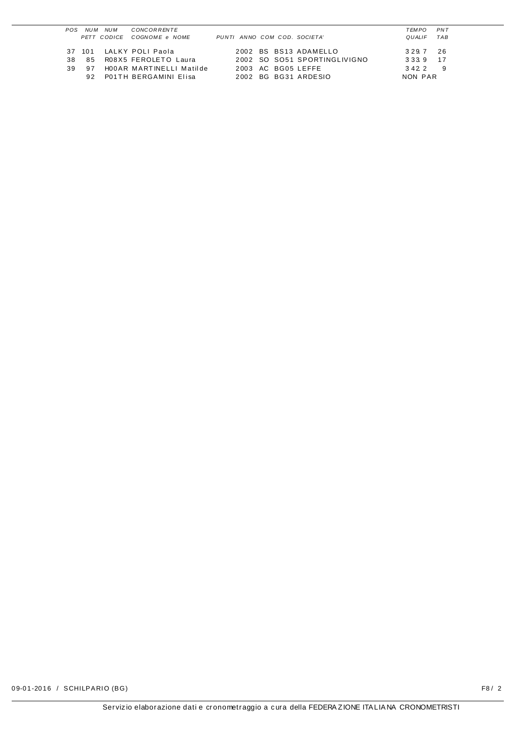| POS | NUM PETT | NUM CODICE | CONCORRENTE COGNOME e NOME | PUNTI | ANNO | COM | COD. SOCIETA' | TEMPO QUALIF | PNT TAB |
|---|---|---|---|---|---|---|---|---|---|
| 37 | 101 | LALKY | POLI Paola | | 2002 | BS | BS13 ADAMELLO | 3:29.7 | 26 |
| 38 | 85 | R08X5 | FEROLETO Laura | | 2002 | SO | SO51 SPORTINGLIVIGNO | 3:33.9 | 17 |
| 39 | 97 | H00AR | MARTINELLI Matilde | | 2003 | AC | BG05 LEFFE | 3:42.2 | 9 |
| | 92 | P01TH | BERGAMINI Elisa | | 2002 | BG | BG31 ARDESIO | NON PAR | |

09-01-2016 / SCHILPARIO (BG)

Servizio elaborazione dati e cronometraggio a cura della FEDERAZIONE ITALIANA CRONOMETRISTI